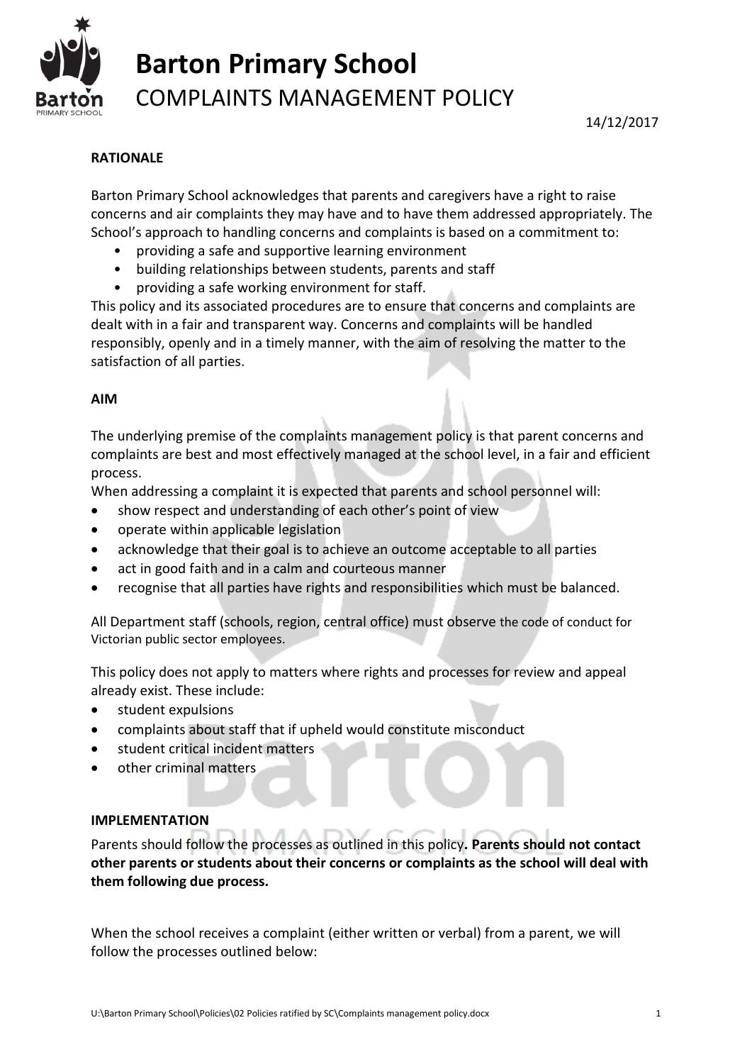# Barton Primary School

## COMPLAINTS MANAGEMENT POLICY

14/12/2017

**RATIONALE**

Barton Primary School acknowledges that parents and caregivers have a right to raise concerns and air complaints they may have and to have them addressed appropriately. The School's approach to handling concerns and complaints is based on a commitment to:

- providing a safe and supportive learning environment
- building relationships between students, parents and staff
- providing a safe working environment for staff.

This policy and its associated procedures are to ensure that concerns and complaints are dealt with in a fair and transparent way. Concerns and complaints will be handled responsibly, openly and in a timely manner, with the aim of resolving the matter to the satisfaction of all parties.

**AIM**

The underlying premise of the complaints management policy is that parent concerns and complaints are best and most effectively managed at the school level, in a fair and efficient process.

When addressing a complaint it is expected that parents and school personnel will:

- show respect and understanding of each other's point of view
- operate within applicable legislation
- acknowledge that their goal is to achieve an outcome acceptable to all parties
- act in good faith and in a calm and courteous manner
- recognise that all parties have rights and responsibilities which must be balanced.

All Department staff (schools, region, central office) must observe the code of conduct for Victorian public sector employees.

This policy does not apply to matters where rights and processes for review and appeal already exist. These include:

- student expulsions
- complaints about staff that if upheld would constitute misconduct
- student critical incident matters
- other criminal matters

**IMPLEMENTATION**

Parents should follow the processes as outlined in this policy**. Parents should not contact other parents or students about their concerns or complaints as the school will deal with them following due process.**

When the school receives a complaint (either written or verbal) from a parent, we will follow the processes outlined below: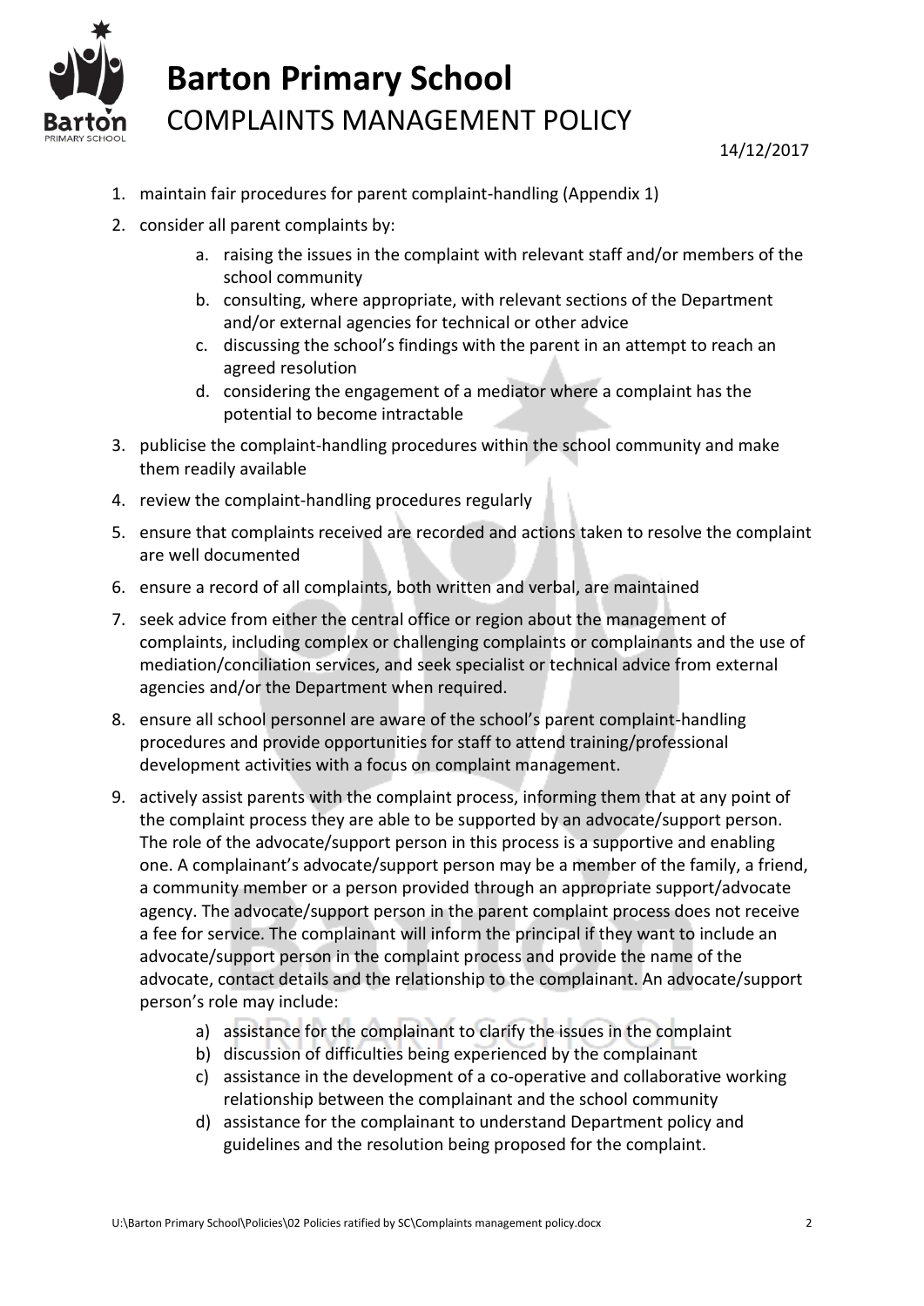1. maintain fair procedures for parent complaint-handling (Appendix 1)
2. consider all parent complaints by:
    a. raising the issues in the complaint with relevant staff and/or members of the school community
    b. consulting, where appropriate, with relevant sections of the Department and/or external agencies for technical or other advice
    c. discussing the school's findings with the parent in an attempt to reach an agreed resolution
    d. considering the engagement of a mediator where a complaint has the potential to become intractable
3. publicise the complaint-handling procedures within the school community and make them readily available
4. review the complaint-handling procedures regularly
5. ensure that complaints received are recorded and actions taken to resolve the complaint are well documented
6. ensure a record of all complaints, both written and verbal, are maintained
7. seek advice from either the central office or region about the management of complaints, including complex or challenging complaints or complainants and the use of mediation/conciliation services, and seek specialist or technical advice from external agencies and/or the Department when required.
8. ensure all school personnel are aware of the school's parent complaint-handling procedures and provide opportunities for staff to attend training/professional development activities with a focus on complaint management.
9. actively assist parents with the complaint process, informing them that at any point of the complaint process they are able to be supported by an advocate/support person. The role of the advocate/support person in this process is a supportive and enabling one. A complainant's advocate/support person may be a member of the family, a friend, a community member or a person provided through an appropriate support/advocate agency. The advocate/support person in the parent complaint process does not receive a fee for service. The complainant will inform the principal if they want to include an advocate/support person in the complaint process and provide the name of the advocate, contact details and the relationship to the complainant. An advocate/support person's role may include:
    a) assistance for the complainant to clarify the issues in the complaint
    b) discussion of difficulties being experienced by the complainant
    c) assistance in the development of a co-operative and collaborative working relationship between the complainant and the school community
    d) assistance for the complainant to understand Department policy and guidelines and the resolution being proposed for the complaint.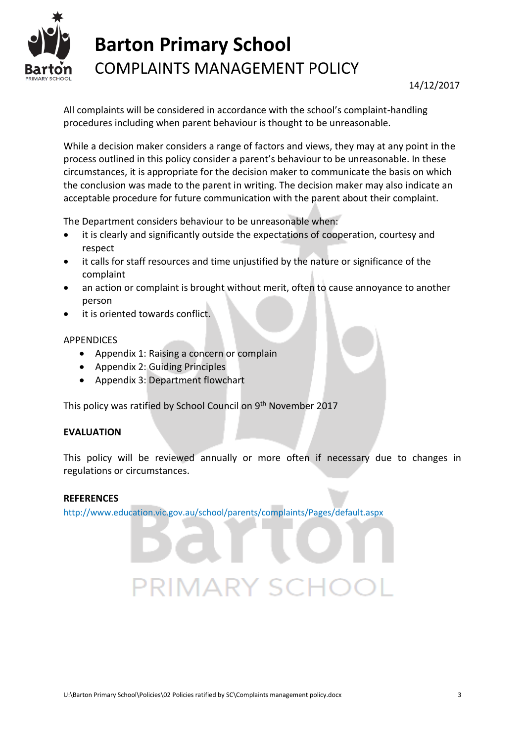All complaints will be considered in accordance with the school's complaint-handling procedures including when parent behaviour is thought to be unreasonable.

While a decision maker considers a range of factors and views, they may at any point in the process outlined in this policy consider a parent's behaviour to be unreasonable. In these circumstances, it is appropriate for the decision maker to communicate the basis on which the conclusion was made to the parent in writing. The decision maker may also indicate an acceptable procedure for future communication with the parent about their complaint.

The Department considers behaviour to be unreasonable when:

- it is clearly and significantly outside the expectations of cooperation, courtesy and respect
- it calls for staff resources and time unjustified by the nature or significance of the complaint
- an action or complaint is brought without merit, often to cause annoyance to another person
- it is oriented towards conflict.

APPENDICES

- Appendix 1: Raising a concern or complain
- Appendix 2: Guiding Principles
- Appendix 3: Department flowchart

This policy was ratified by School Council on 9th November 2017

**EVALUATION**

This policy will be reviewed annually or more often if necessary due to changes in regulations or circumstances.

**REFERENCES**

http://www.education.vic.gov.au/school/parents/complaints/Pages/default.aspx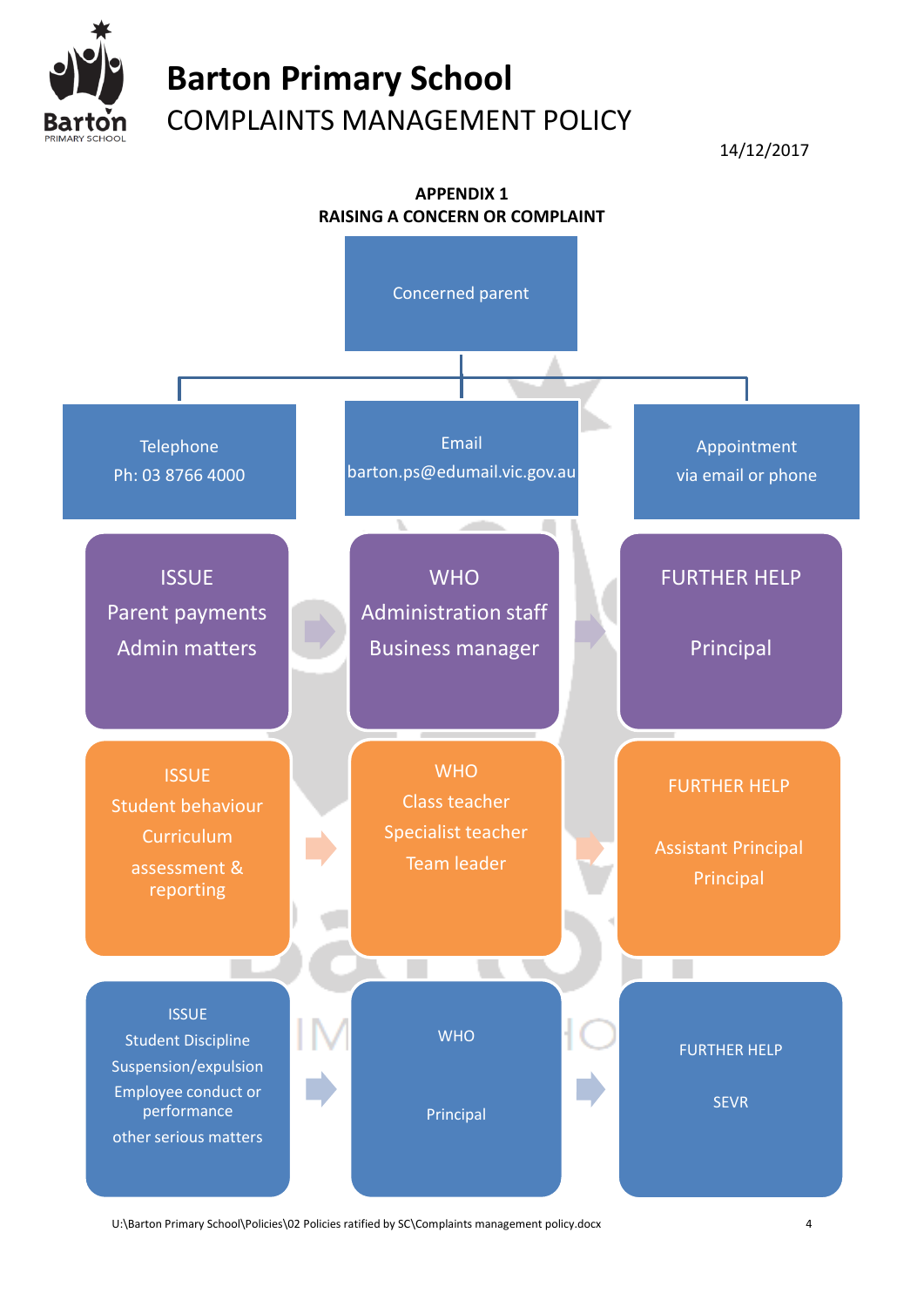# Barton Primary School

## COMPLAINTS MANAGEMENT POLICY

14/12/2017

**APPENDIX 1**
**RAISING A CONCERN OR COMPLAINT**

Concerned parent

| Telephone | Email | Appointment |
|---|---|---|
| Ph: 03 8766 4000 | barton.ps@edumail.vic.gov.au | via email or phone |

| ISSUE | WHO | FURTHER HELP |
|---|---|---|
| Parent payments<br>Admin matters | Administration staff<br>Business manager | Principal |
| Student behaviour<br>Curriculum<br>assessment & reporting | Class teacher<br>Specialist teacher<br>Team leader | Assistant Principal<br>Principal |
| Student Discipline<br>Suspension/expulsion<br>Employee conduct or performance<br>other serious matters | Principal | SEVR |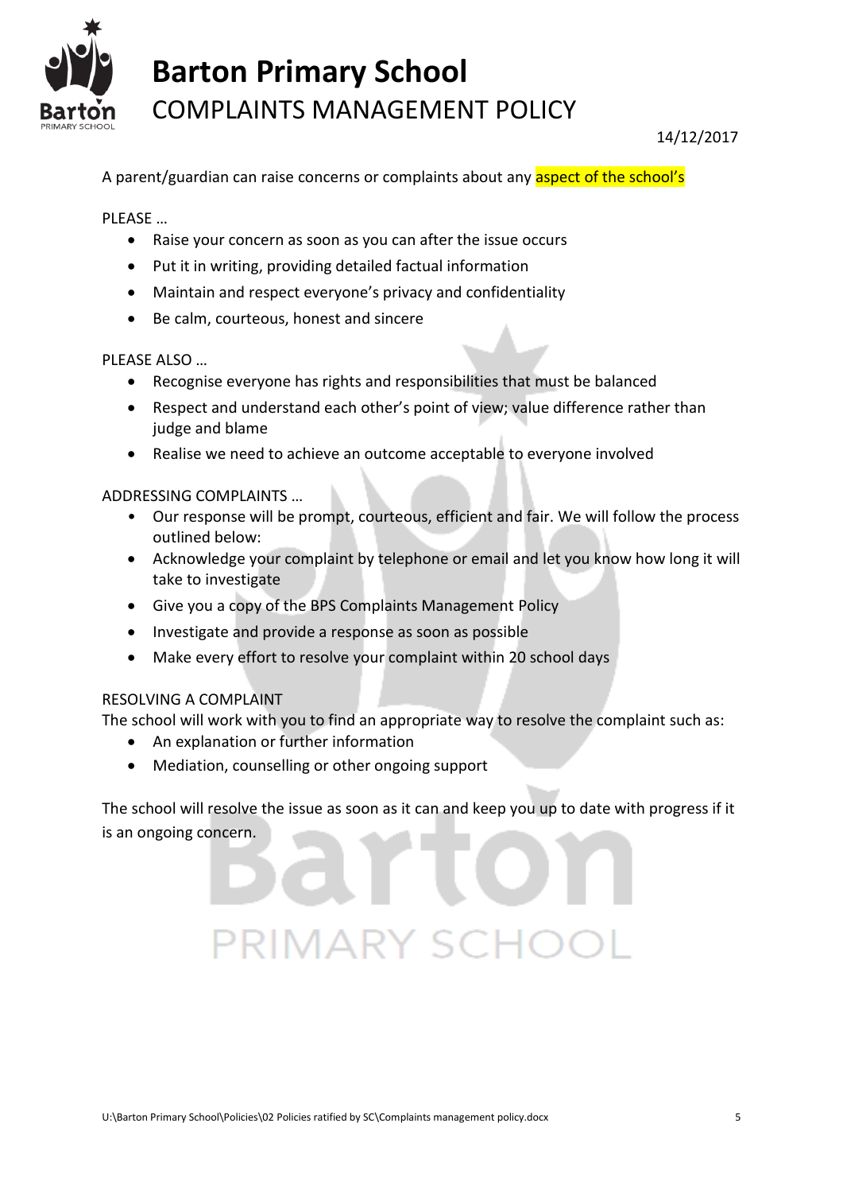# Barton Primary School

## COMPLAINTS MANAGEMENT POLICY

14/12/2017

A parent/guardian can raise concerns or complaints about any aspect of the school's

PLEASE …

- Raise your concern as soon as you can after the issue occurs
- Put it in writing, providing detailed factual information
- Maintain and respect everyone's privacy and confidentiality
- Be calm, courteous, honest and sincere

PLEASE ALSO …

- Recognise everyone has rights and responsibilities that must be balanced
- Respect and understand each other's point of view; value difference rather than judge and blame
- Realise we need to achieve an outcome acceptable to everyone involved

ADDRESSING COMPLAINTS …

- Our response will be prompt, courteous, efficient and fair. We will follow the process outlined below:
- Acknowledge your complaint by telephone or email and let you know how long it will take to investigate
- Give you a copy of the BPS Complaints Management Policy
- Investigate and provide a response as soon as possible
- Make every effort to resolve your complaint within 20 school days

RESOLVING A COMPLAINT

The school will work with you to find an appropriate way to resolve the complaint such as:

- An explanation or further information
- Mediation, counselling or other ongoing support

The school will resolve the issue as soon as it can and keep you up to date with progress if it is an ongoing concern.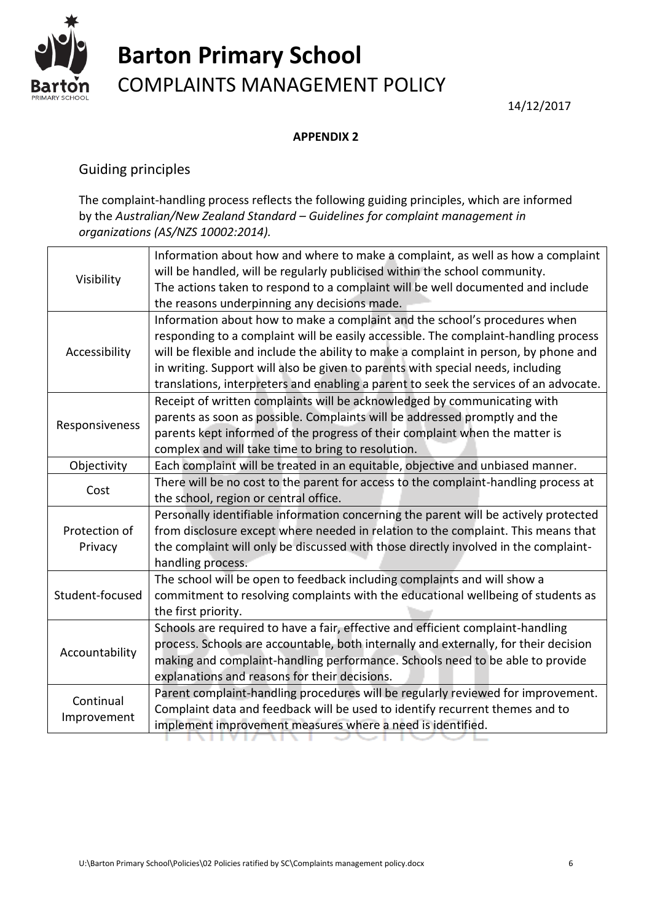# Barton Primary School

## COMPLAINTS MANAGEMENT POLICY

14/12/2017

**APPENDIX 2**

### Guiding principles

The complaint-handling process reflects the following guiding principles, which are informed by the *Australian/New Zealand Standard – Guidelines for complaint management in organizations (AS/NZS 10002:2014).*

| | |
|---|---|
| Visibility | Information about how and where to make a complaint, as well as how a complaint will be handled, will be regularly publicised within the school community. The actions taken to respond to a complaint will be well documented and include the reasons underpinning any decisions made. |
| Accessibility | Information about how to make a complaint and the school's procedures when responding to a complaint will be easily accessible. The complaint-handling process will be flexible and include the ability to make a complaint in person, by phone and in writing. Support will also be given to parents with special needs, including translations, interpreters and enabling a parent to seek the services of an advocate. |
| Responsiveness | Receipt of written complaints will be acknowledged by communicating with parents as soon as possible. Complaints will be addressed promptly and the parents kept informed of the progress of their complaint when the matter is complex and will take time to bring to resolution. |
| Objectivity | Each complaint will be treated in an equitable, objective and unbiased manner. |
| Cost | There will be no cost to the parent for access to the complaint-handling process at the school, region or central office. |
| Protection of Privacy | Personally identifiable information concerning the parent will be actively protected from disclosure except where needed in relation to the complaint. This means that the complaint will only be discussed with those directly involved in the complaint-handling process. |
| Student-focused | The school will be open to feedback including complaints and will show a commitment to resolving complaints with the educational wellbeing of students as the first priority. |
| Accountability | Schools are required to have a fair, effective and efficient complaint-handling process. Schools are accountable, both internally and externally, for their decision making and complaint-handling performance. Schools need to be able to provide explanations and reasons for their decisions. |
| Continual Improvement | Parent complaint-handling procedures will be regularly reviewed for improvement. Complaint data and feedback will be used to identify recurrent themes and to implement improvement measures where a need is identified. |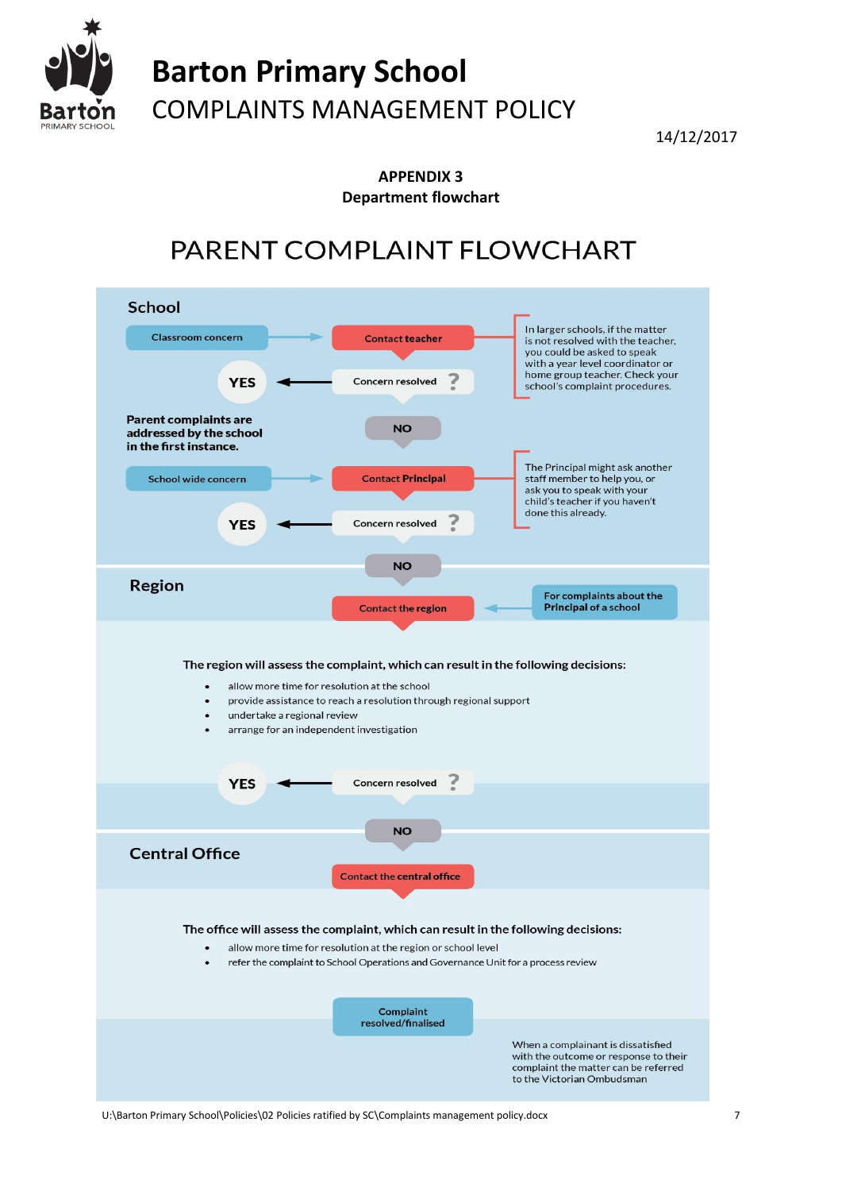# Barton Primary School

## COMPLIANTS MANAGEMENT POLICY

14/12/2017

**APPENDIX 3**
**Department flowchart**

## PARENT COMPLAINT FLOWCHART

### School

Classroom concern

Contact teacher

Concern resolved ?

YES

NO

In larger schools, if the matter is not resolved with the teacher, you could be asked to speak with a year level coordinator or home group teacher. Check your school's complaint procedures.

**Parent complaints are addressed by the school in the first instance.**

School wide concern

Contact Principal

Concern resolved ?

YES

NO

The Principal might ask another staff member to help you, or ask you to speak with your child's teacher if you haven't done this already.

### Region

Contact the region

For complaints about the Principal of a school

**The region will assess the complaint, which can result in the following decisions:**

- allow more time for resolution at the school
- provide assistance to reach a resolution through regional support
- undertake a regional review
- arrange for an independent investigation

Concern resolved ?

YES

NO

### Central Office

Contact the central office

**The office will assess the complaint, which can result in the following decisions:**

- allow more time for resolution at the region or school level
- refer the complaint to School Operations and Governance Unit for a process review

Complaint resolved/finalised

When a complainant is dissatisfied with the outcome or response to their complaint the matter can be referred to the Victorian Ombudsman

U:\Barton Primary School\Policies\02 Policies ratified by SC\Complaints management policy.docx